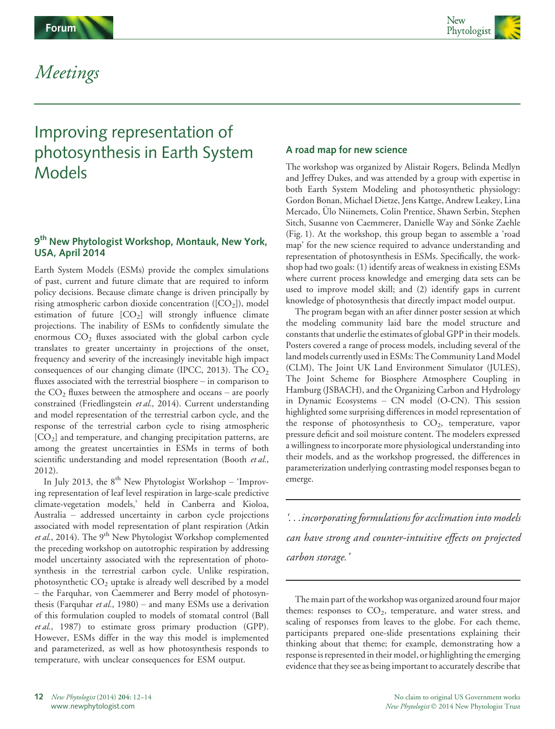# Meetings

## Improving representation of photosynthesis in Earth System Models

### 9th New Phytologist Workshop, Montauk, New York, USA, April 2014

Earth System Models (ESMs) provide the complex simulations of past, current and future climate that are required to inform policy decisions. Because climate change is driven principally by rising atmospheric carbon dioxide concentration ([$CO_2$]), model estimation of future [$CO_2$] will strongly influence climate projections. The inability of ESMs to confidently simulate the enormous $CO_2$ fluxes associated with the global carbon cycle translates to greater uncertainty in projections of the onset, frequency and severity of the increasingly inevitable high impact consequences of our changing climate (IPCC, 2013). The $CO_2$ fluxes associated with the terrestrial biosphere – in comparison to the $CO_2$ fluxes between the atmosphere and oceans – are poorly constrained (Friedlingstein *et al.*, 2014). Current understanding and model representation of the terrestrial carbon cycle, and the response of the terrestrial carbon cycle to rising atmospheric [$CO_2$] and temperature, and changing precipitation patterns, are among the greatest uncertainties in ESMs in terms of both scientific understanding and model representation (Booth *et al.*, 2012).

In July 2013, the 8th New Phytologist Workshop – 'Improving representation of leaf level respiration in large-scale predictive climate-vegetation models,' held in Canberra and Kioloa, Australia – addressed uncertainty in carbon cycle projections associated with model representation of plant respiration (Atkin *et al.*, 2014). The 9th New Phytologist Workshop complemented the preceding workshop on autotrophic respiration by addressing model uncertainty associated with the representation of photosynthesis in the terrestrial carbon cycle. Unlike respiration, photosynthetic $CO_2$ uptake is already well described by a model – the Farquhar, von Caemmerer and Berry model of photosynthesis (Farquhar *et al.*, 1980) – and many ESMs use a derivation of this formulation coupled to models of stomatal control (Ball *et al.*, 1987) to estimate gross primary production (GPP). However, ESMs differ in the way this model is implemented and parameterized, as well as how photosynthesis responds to temperature, with unclear consequences for ESM output.

### A road map for new science

The workshop was organized by Alistair Rogers, Belinda Medlyn and Jeffrey Dukes, and was attended by a group with expertise in both Earth System Modeling and photosynthetic physiology: Gordon Bonan, Michael Dietze, Jens Kattge, Andrew Leakey, Lina Mercado, Ülo Niinemets, Colin Prentice, Shawn Serbin, Stephen Sitch, Susanne von Caemmerer, Danielle Way and Sönke Zaehle (Fig. 1). At the workshop, this group began to assemble a 'road map' for the new science required to advance understanding and representation of photosynthesis in ESMs. Specifically, the workshop had two goals: (1) identify areas of weakness in existing ESMs where current process knowledge and emerging data sets can be used to improve model skill; and (2) identify gaps in current knowledge of photosynthesis that directly impact model output.

The program began with an after dinner poster session at which the modeling community laid bare the model structure and constants that underlie the estimates of global GPP in their models. Posters covered a range of process models, including several of the land models currently used in ESMs: The Community Land Model (CLM), The Joint UK Land Environment Simulator (JULES), The Joint Scheme for Biosphere Atmosphere Coupling in Hamburg (JSBACH), and the Organizing Carbon and Hydrology in Dynamic Ecosystems – CN model (O-CN). This session highlighted some surprising differences in model representation of the response of photosynthesis to $CO_2$, temperature, vapor pressure deficit and soil moisture content. The modelers expressed a willingness to incorporate more physiological understanding into their models, and as the workshop progressed, the differences in parameterization underlying contrasting model responses began to emerge.

> *'. . .incorporating formulations for acclimation into models can have strong and counter-intuitive effects on projected carbon storage.'*

The main part of the workshop was organized around four major themes: responses to $CO_2$, temperature, and water stress, and scaling of responses from leaves to the globe. For each theme, participants prepared one-slide presentations explaining their thinking about that theme; for example, demonstrating how a response is represented in their model, or highlighting the emerging evidence that they see as being important to accurately describe that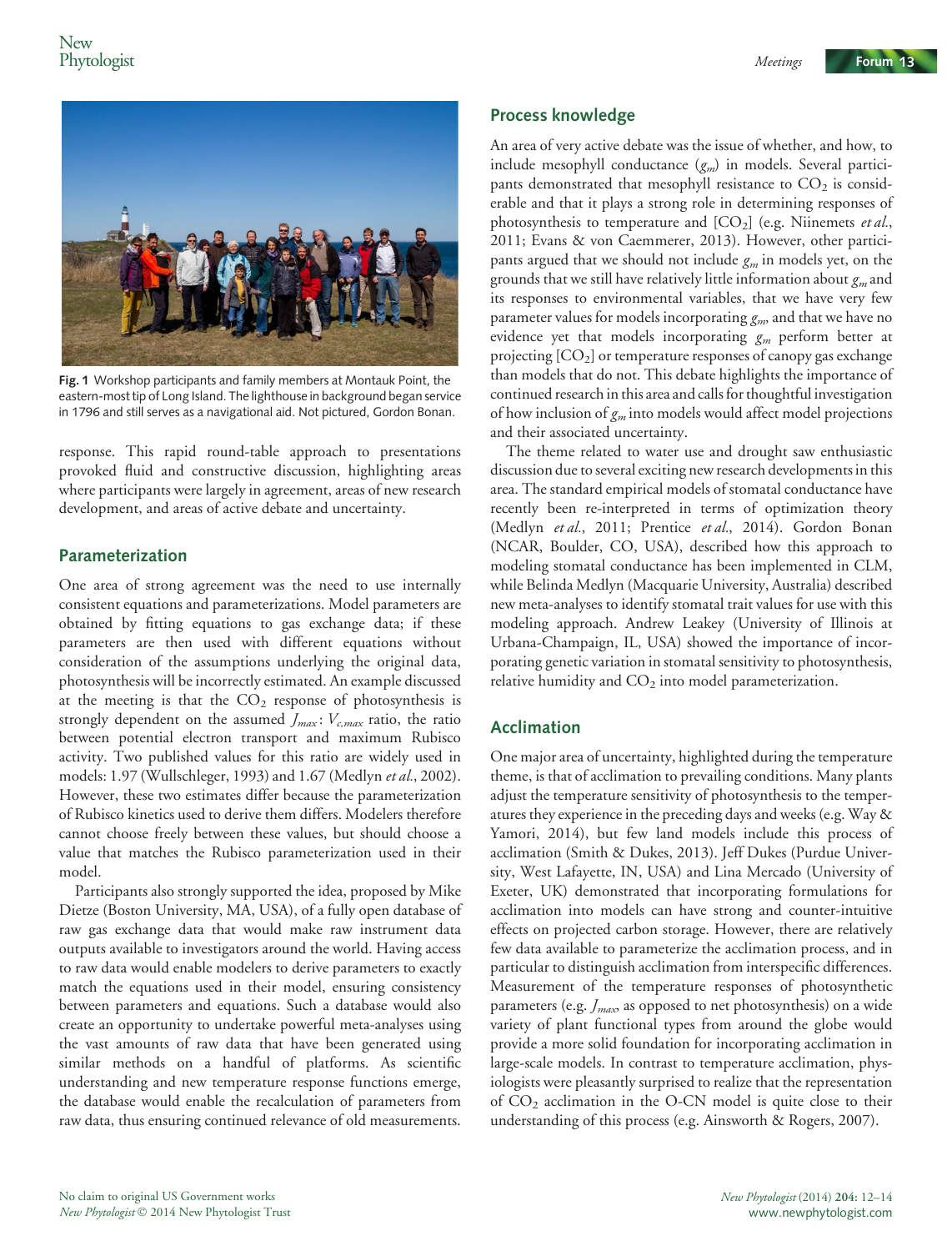Fig. 1 Workshop participants and family members at Montauk Point, the eastern-most tip of Long Island. The lighthouse in background began service in 1796 and still serves as a navigational aid. Not pictured, Gordon Bonan.

response. This rapid round-table approach to presentations provoked fluid and constructive discussion, highlighting areas where participants were largely in agreement, areas of new research development, and areas of active debate and uncertainty.

## Parameterization

One area of strong agreement was the need to use internally consistent equations and parameterizations. Model parameters are obtained by fitting equations to gas exchange data; if these parameters are then used with different equations without consideration of the assumptions underlying the original data, photosynthesis will be incorrectly estimated. An example discussed at the meeting is that the $CO_2$ response of photosynthesis is strongly dependent on the assumed $J_{max}$ : $V_{c,max}$ ratio, the ratio between potential electron transport and maximum Rubisco activity. Two published values for this ratio are widely used in models: 1.97 (Wullschleger, 1993) and 1.67 (Medlyn *et al.*, 2002). However, these two estimates differ because the parameterization of Rubisco kinetics used to derive them differs. Modelers therefore cannot choose freely between these values, but should choose a value that matches the Rubisco parameterization used in their model.

Participants also strongly supported the idea, proposed by Mike Dietze (Boston University, MA, USA), of a fully open database of raw gas exchange data that would make raw instrument data outputs available to investigators around the world. Having access to raw data would enable modelers to derive parameters to exactly match the equations used in their model, ensuring consistency between parameters and equations. Such a database would also create an opportunity to undertake powerful meta-analyses using the vast amounts of raw data that have been generated using similar methods on a handful of platforms. As scientific understanding and new temperature response functions emerge, the database would enable the recalculation of parameters from raw data, thus ensuring continued relevance of old measurements.

## Process knowledge

An area of very active debate was the issue of whether, and how, to include mesophyll conductance ($g_m$) in models. Several participants demonstrated that mesophyll resistance to $CO_2$ is considerable and that it plays a strong role in determining responses of photosynthesis to temperature and [$CO_2$] (e.g. Niinemets *et al.*, 2011; Evans & von Caemmerer, 2013). However, other participants argued that we should not include $g_m$ in models yet, on the grounds that we still have relatively little information about $g_m$ and its responses to environmental variables, that we have very few parameter values for models incorporating $g_m$, and that we have no evidence yet that models incorporating $g_m$ perform better at projecting [$CO_2$] or temperature responses of canopy gas exchange than models that do not. This debate highlights the importance of continued research in this area and calls for thoughtful investigation of how inclusion of $g_m$ into models would affect model projections and their associated uncertainty.

The theme related to water use and drought saw enthusiastic discussion due to several exciting new research developments in this area. The standard empirical models of stomatal conductance have recently been re-interpreted in terms of optimization theory (Medlyn *et al.*, 2011; Prentice *et al.*, 2014). Gordon Bonan (NCAR, Boulder, CO, USA), described how this approach to modeling stomatal conductance has been implemented in CLM, while Belinda Medlyn (Macquarie University, Australia) described new meta-analyses to identify stomatal trait values for use with this modeling approach. Andrew Leakey (University of Illinois at Urbana-Champaign, IL, USA) showed the importance of incorporating genetic variation in stomatal sensitivity to photosynthesis, relative humidity and $CO_2$ into model parameterization.

## Acclimation

One major area of uncertainty, highlighted during the temperature theme, is that of acclimation to prevailing conditions. Many plants adjust the temperature sensitivity of photosynthesis to the temperatures they experience in the preceding days and weeks (e.g. Way & Yamori, 2014), but few land models include this process of acclimation (Smith & Dukes, 2013). Jeff Dukes (Purdue University, West Lafayette, IN, USA) and Lina Mercado (University of Exeter, UK) demonstrated that incorporating formulations for acclimation into models can have strong and counter-intuitive effects on projected carbon storage. However, there are relatively few data available to parameterize the acclimation process, and in particular to distinguish acclimation from interspecific differences. Measurement of the temperature responses of photosynthetic parameters (e.g. $J_{max}$, as opposed to net photosynthesis) on a wide variety of plant functional types from around the globe would provide a more solid foundation for incorporating acclimation in large-scale models. In contrast to temperature acclimation, physiologists were pleasantly surprised to realize that the representation of $CO_2$ acclimation in the O-CN model is quite close to their understanding of this process (e.g. Ainsworth & Rogers, 2007).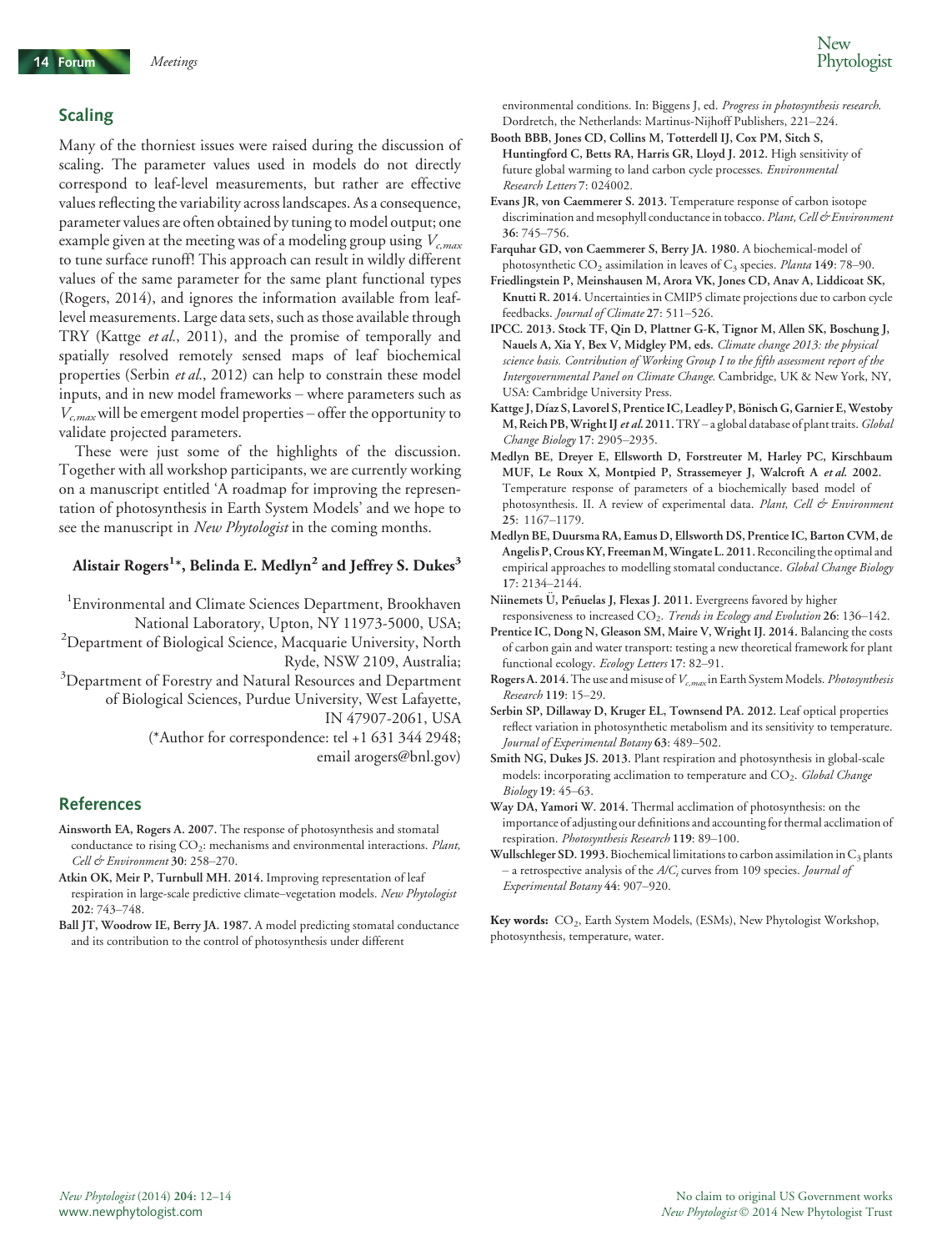## Scaling

Many of the thorniest issues were raised during the discussion of scaling. The parameter values used in models do not directly correspond to leaf-level measurements, but rather are effective values reflecting the variability across landscapes. As a consequence, parameter values are often obtained by tuning to model output; one example given at the meeting was of a modeling group using $V_{c,max}$ to tune surface runoff! This approach can result in wildly different values of the same parameter for the same plant functional types (Rogers, 2014), and ignores the information available from leaf-level measurements. Large data sets, such as those available through TRY (Kattge *et al.*, 2011), and the promise of temporally and spatially resolved remotely sensed maps of leaf biochemical properties (Serbin *et al.*, 2012) can help to constrain these model inputs, and in new model frameworks – where parameters such as $V_{c,max}$ will be emergent model properties – offer the opportunity to validate projected parameters.

These were just some of the highlights of the discussion. Together with all workshop participants, we are currently working on a manuscript entitled 'A roadmap for improving the representation of photosynthesis in Earth System Models' and we hope to see the manuscript in *New Phytologist* in the coming months.

**Alistair Rogers[1]*, Belinda E. Medlyn[2] and Jeffrey S. Dukes[3]**

[1]Environmental and Climate Sciences Department, Brookhaven National Laboratory, Upton, NY 11973-5000, USA;
[2]Department of Biological Science, Macquarie University, North Ryde, NSW 2109, Australia;
[3]Department of Forestry and Natural Resources and Department of Biological Sciences, Purdue University, West Lafayette, IN 47907-2061, USA
(*Author for correspondence: tel +1 631 344 2948; email arogers@bnl.gov)

## References

**Ainsworth EA, Rogers A. 2007.** The response of photosynthesis and stomatal conductance to rising $CO_2$: mechanisms and environmental interactions. *Plant, Cell & Environment* **30**: 258–270.

**Atkin OK, Meir P, Turnbull MH. 2014.** Improving representation of leaf respiration in large-scale predictive climate–vegetation models. *New Phytologist* **202**: 743–748.

**Ball JT, Woodrow IE, Berry JA. 1987.** A model predicting stomatal conductance and its contribution to the control of photosynthesis under different environmental conditions. In: Biggens J, ed. *Progress in photosynthesis research*. Dordretch, the Netherlands: Martinus-Nijhoff Publishers, 221–224.

**Booth BBB, Jones CD, Collins M, Totterdell IJ, Cox PM, Sitch S, Huntingford C, Betts RA, Harris GR, Lloyd J. 2012.** High sensitivity of future global warming to land carbon cycle processes. *Environmental Research Letters* 7: 024002.

**Evans JR, von Caemmerer S. 2013.** Temperature response of carbon isotope discrimination and mesophyll conductance in tobacco. *Plant, Cell & Environment* **36**: 745–756.

**Farquhar GD, von Caemmerer S, Berry JA. 1980.** A biochemical-model of photosynthetic $CO_2$ assimilation in leaves of $C_3$ species. *Planta* **149**: 78–90.

**Friedlingstein P, Meinshausen M, Arora VK, Jones CD, Anav A, Liddicoat SK, Knutti R. 2014.** Uncertainties in CMIP5 climate projections due to carbon cycle feedbacks. *Journal of Climate* **27**: 511–526.

**IPCC. 2013. Stock TF, Qin D, Plattner G-K, Tignor M, Allen SK, Boschung J, Nauels A, Xia Y, Bex V, Midgley PM, eds.** *Climate change 2013: the physical science basis. Contribution of Working Group I to the fifth assessment report of the Intergovernmental Panel on Climate Change*. Cambridge, UK & New York, NY, USA: Cambridge University Press.

**Kattge J, Díaz S, Lavorel S, Prentice IC, Leadley P, Bönisch G, Garnier E, Westoby M, Reich PB, Wright IJ *et al.* 2011.** TRY – a global database of plant traits. *Global Change Biology* **17**: 2905–2935.

**Medlyn BE, Dreyer E, Ellsworth D, Forstreuter M, Harley PC, Kirschbaum MUF, Le Roux X, Montpied P, Strassemeyer J, Walcroft A *et al.* 2002.** Temperature response of parameters of a biochemically based model of photosynthesis. II. A review of experimental data. *Plant, Cell & Environment* **25**: 1167–1179.

**Medlyn BE, Duursma RA, Eamus D, Ellsworth DS, Prentice IC, Barton CVM, de Angelis P, Crous KY, Freeman M, Wingate L. 2011.** Reconciling the optimal and empirical approaches to modelling stomatal conductance. *Global Change Biology* **17**: 2134–2144.

**Niinemets Ü, Peñuelas J, Flexas J. 2011.** Evergreens favored by higher responsiveness to increased $CO_2$. *Trends in Ecology and Evolution* **26**: 136–142.

**Prentice IC, Dong N, Gleason SM, Maire V, Wright IJ. 2014.** Balancing the costs of carbon gain and water transport: testing a new theoretical framework for plant functional ecology. *Ecology Letters* **17**: 82–91.

**Rogers A. 2014.** The use and misuse of $V_{c,max}$ in Earth System Models. *Photosynthesis Research* **119**: 15–29.

**Serbin SP, Dillaway D, Kruger EL, Townsend PA. 2012.** Leaf optical properties reflect variation in photosynthetic metabolism and its sensitivity to temperature. *Journal of Experimental Botany* **63**: 489–502.

**Smith NG, Dukes JS. 2013.** Plant respiration and photosynthesis in global-scale models: incorporating acclimation to temperature and $CO_2$. *Global Change Biology* **19**: 45–63.

**Way DA, Yamori W. 2014.** Thermal acclimation of photosynthesis: on the importance of adjusting our definitions and accounting for thermal acclimation of respiration. *Photosynthesis Research* **119**: 89–100.

**Wullschleger SD. 1993.** Biochemical limitations to carbon assimilation in $C_3$ plants – a retrospective analysis of the $A/C_i$ curves from 109 species. *Journal of Experimental Botany* **44**: 907–920.

**Key words:** $CO_2$, Earth System Models, (ESMs), New Phytologist Workshop, photosynthesis, temperature, water.